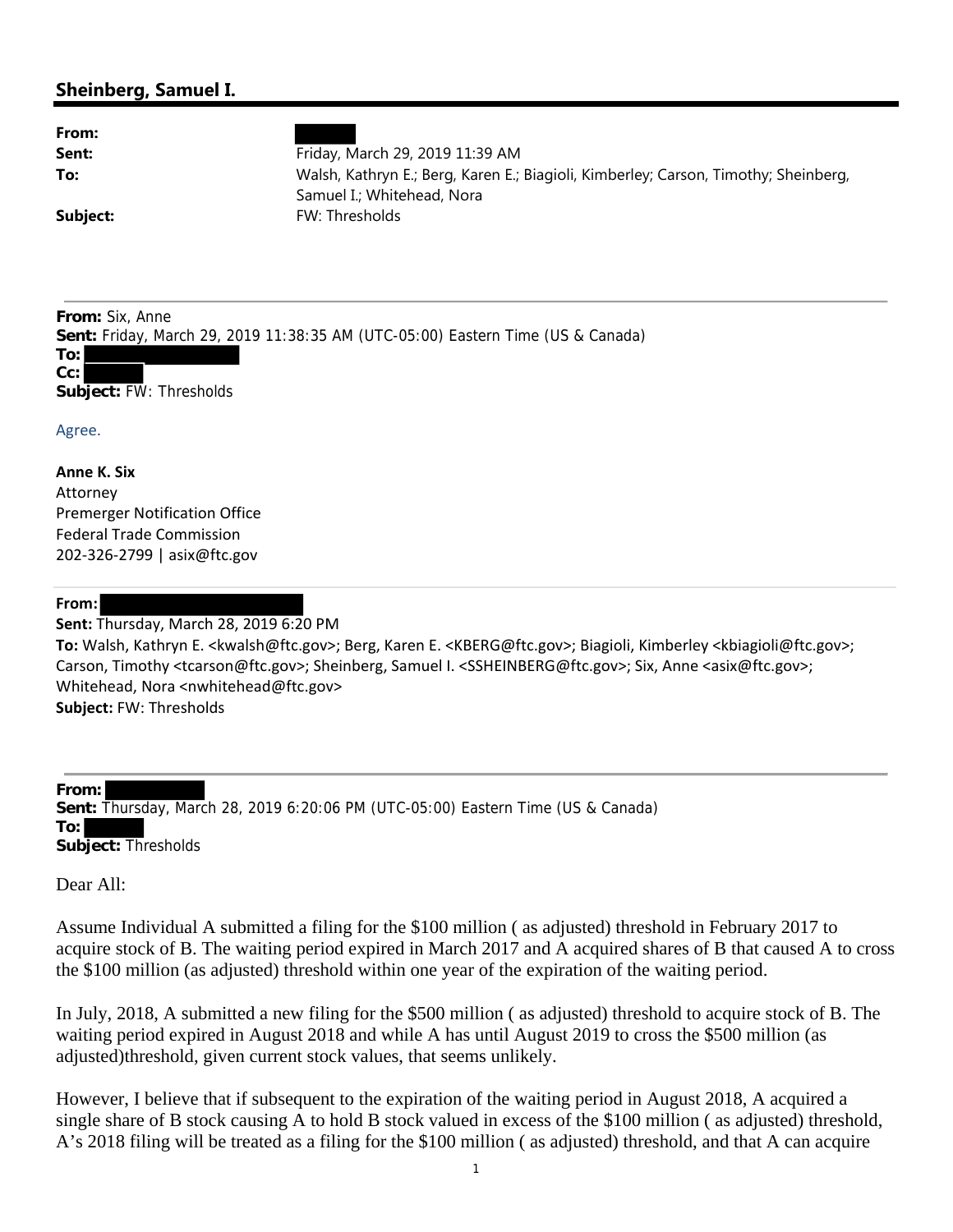## Sheinberg, Samuel I.

**From:**

**Sent:** Friday, March 29, 2019 11:39 AM

**To:** Walsh, Kathryn E.; Berg, Karen E.; Biagioli, Kimberley; Carson, Timothy; Sheinberg, Samuel I.; Whitehead, Nora

**Subject:** FW: Thresholds

---

**From:** Six, Anne
**Sent:** Friday, March 29, 2019 11:38:35 AM (UTC-05:00) Eastern Time (US & Canada)
**To:**
**Cc:**
**Subject:** FW: Thresholds

Agree.

**Anne K. Six**
Attorney
Premerger Notification Office
Federal Trade Commission
202-326-2799 | asix@ftc.gov

---

**From:**
**Sent:** Thursday, March 28, 2019 6:20 PM
**To:** Walsh, Kathryn E. <kwalsh@ftc.gov>; Berg, Karen E. <KBERG@ftc.gov>; Biagioli, Kimberley <kbiagioli@ftc.gov>; Carson, Timothy <tcarson@ftc.gov>; Sheinberg, Samuel I. <SSHEINBERG@ftc.gov>; Six, Anne <asix@ftc.gov>; Whitehead, Nora <nwhitehead@ftc.gov>
**Subject:** FW: Thresholds

---

**From:**
**Sent:** Thursday, March 28, 2019 6:20:06 PM (UTC-05:00) Eastern Time (US & Canada)
**To:**
**Subject:** Thresholds

Dear All:

Assume Individual A submitted a filing for the $100 million ( as adjusted) threshold in February 2017 to acquire stock of B. The waiting period expired in March 2017 and A acquired shares of B that caused A to cross the $100 million (as adjusted) threshold within one year of the expiration of the waiting period.

In July, 2018, A submitted a new filing for the $500 million ( as adjusted) threshold to acquire stock of B. The waiting period expired in August 2018 and while A has until August 2019 to cross the $500 million (as adjusted)threshold, given current stock values, that seems unlikely.

However, I believe that if subsequent to the expiration of the waiting period in August 2018, A acquired a single share of B stock causing A to hold B stock valued in excess of the $100 million ( as adjusted) threshold, A's 2018 filing will be treated as a filing for the $100 million ( as adjusted) threshold, and that A can acquire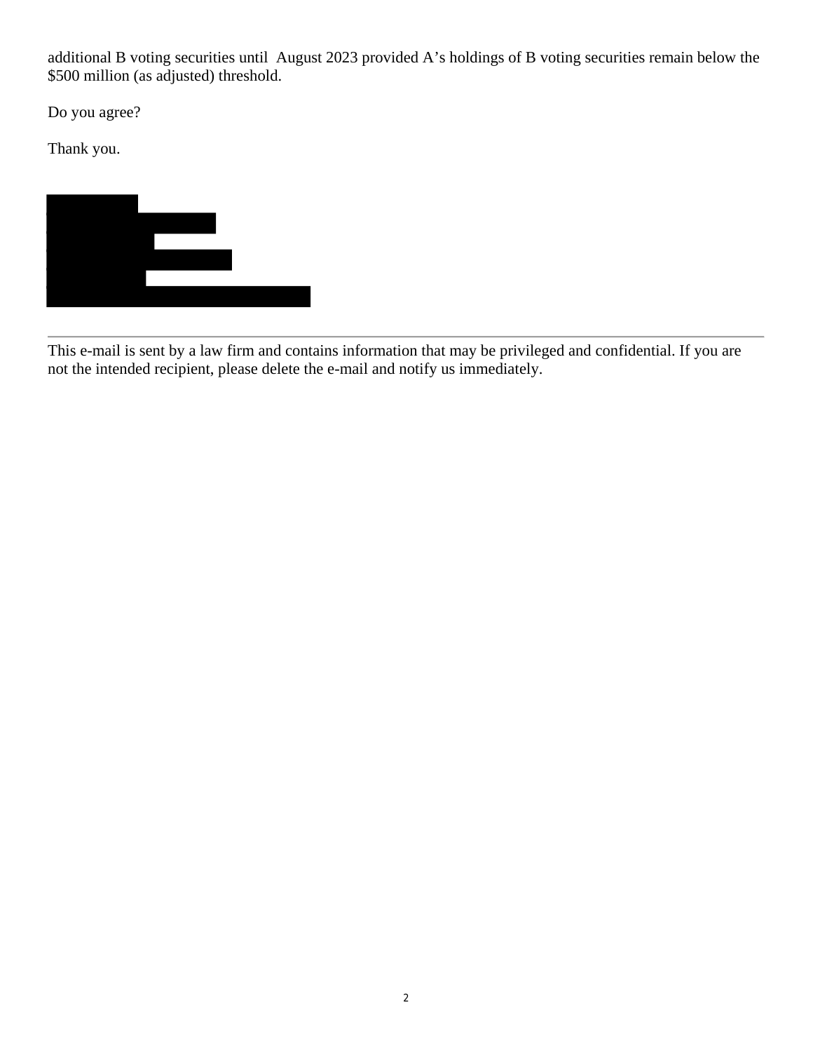additional B voting securities until August 2023 provided A's holdings of B voting securities remain below the $500 million (as adjusted) threshold.

Do you agree?

Thank you.

---

This e-mail is sent by a law firm and contains information that may be privileged and confidential. If you are not the intended recipient, please delete the e-mail and notify us immediately.